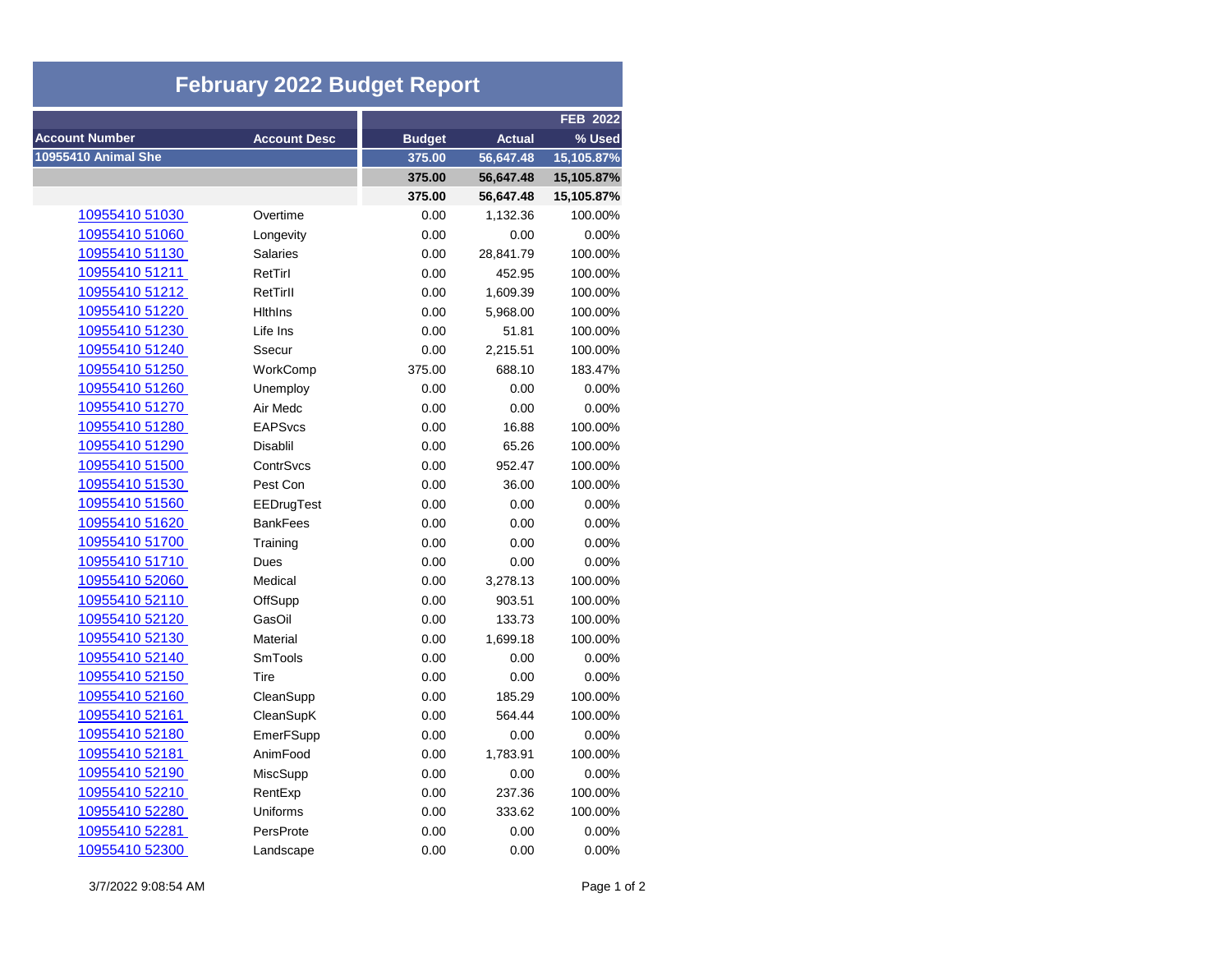# February 2022 Budget Report

| Account Number | Account Desc | Budget | Actual | % Used |
|---|---|---|---|---|
| | | | | FEB 2022 |
| **10955410 Animal She** | | **375.00** | **56,647.48** | **15,105.87%** |
| | | **375.00** | **56,647.48** | **15,105.87%** |
| | | **375.00** | **56,647.48** | **15,105.87%** |
| 10955410 51030 | Overtime | 0.00 | 1,132.36 | 100.00% |
| 10955410 51060 | Longevity | 0.00 | 0.00 | 0.00% |
| 10955410 51130 | Salaries | 0.00 | 28,841.79 | 100.00% |
| 10955410 51211 | RetTirI | 0.00 | 452.95 | 100.00% |
| 10955410 51212 | RetTirII | 0.00 | 1,609.39 | 100.00% |
| 10955410 51220 | HlthIns | 0.00 | 5,968.00 | 100.00% |
| 10955410 51230 | Life Ins | 0.00 | 51.81 | 100.00% |
| 10955410 51240 | Ssecur | 0.00 | 2,215.51 | 100.00% |
| 10955410 51250 | WorkComp | 375.00 | 688.10 | 183.47% |
| 10955410 51260 | Unemploy | 0.00 | 0.00 | 0.00% |
| 10955410 51270 | Air Medc | 0.00 | 0.00 | 0.00% |
| 10955410 51280 | EAPSvcs | 0.00 | 16.88 | 100.00% |
| 10955410 51290 | Disablil | 0.00 | 65.26 | 100.00% |
| 10955410 51500 | ContrSvcs | 0.00 | 952.47 | 100.00% |
| 10955410 51530 | Pest Con | 0.00 | 36.00 | 100.00% |
| 10955410 51560 | EEDrugTest | 0.00 | 0.00 | 0.00% |
| 10955410 51620 | BankFees | 0.00 | 0.00 | 0.00% |
| 10955410 51700 | Training | 0.00 | 0.00 | 0.00% |
| 10955410 51710 | Dues | 0.00 | 0.00 | 0.00% |
| 10955410 52060 | Medical | 0.00 | 3,278.13 | 100.00% |
| 10955410 52110 | OffSupp | 0.00 | 903.51 | 100.00% |
| 10955410 52120 | GasOil | 0.00 | 133.73 | 100.00% |
| 10955410 52130 | Material | 0.00 | 1,699.18 | 100.00% |
| 10955410 52140 | SmTools | 0.00 | 0.00 | 0.00% |
| 10955410 52150 | Tire | 0.00 | 0.00 | 0.00% |
| 10955410 52160 | CleanSupp | 0.00 | 185.29 | 100.00% |
| 10955410 52161 | CleanSupK | 0.00 | 564.44 | 100.00% |
| 10955410 52180 | EmerFSupp | 0.00 | 0.00 | 0.00% |
| 10955410 52181 | AnimFood | 0.00 | 1,783.91 | 100.00% |
| 10955410 52190 | MiscSupp | 0.00 | 0.00 | 0.00% |
| 10955410 52210 | RentExp | 0.00 | 237.36 | 100.00% |
| 10955410 52280 | Uniforms | 0.00 | 333.62 | 100.00% |
| 10955410 52281 | PersProte | 0.00 | 0.00 | 0.00% |
| 10955410 52300 | Landscape | 0.00 | 0.00 | 0.00% |

3/7/2022 9:08:54 AM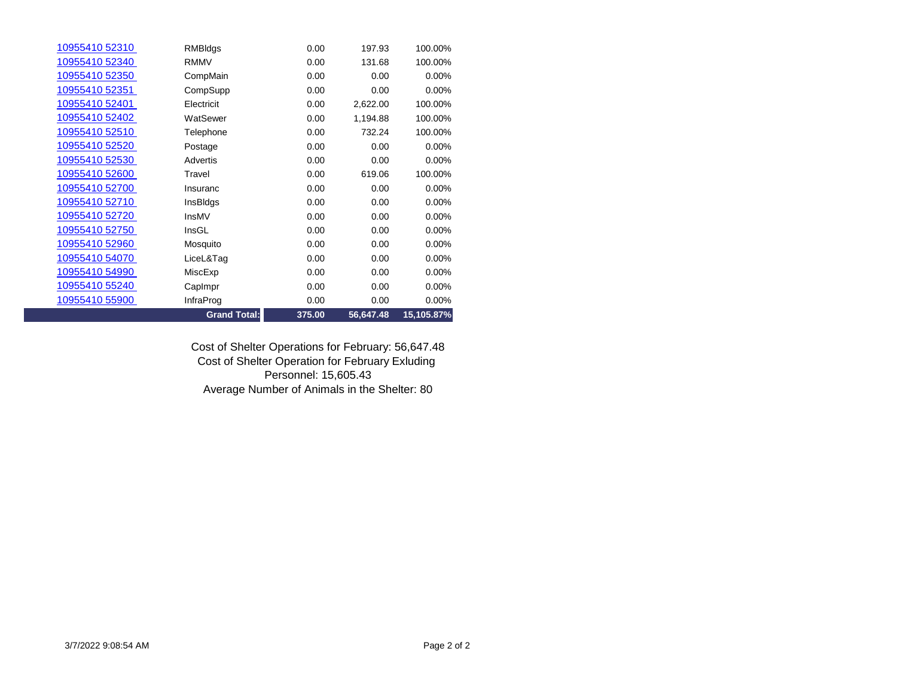| | | | | |
|---|---|---|---|---|
| 10955410 52310 | RMBldgs | 0.00 | 197.93 | 100.00% |
| 10955410 52340 | RMMV | 0.00 | 131.68 | 100.00% |
| 10955410 52350 | CompMain | 0.00 | 0.00 | 0.00% |
| 10955410 52351 | CompSupp | 0.00 | 0.00 | 0.00% |
| 10955410 52401 | Electricit | 0.00 | 2,622.00 | 100.00% |
| 10955410 52402 | WatSewer | 0.00 | 1,194.88 | 100.00% |
| 10955410 52510 | Telephone | 0.00 | 732.24 | 100.00% |
| 10955410 52520 | Postage | 0.00 | 0.00 | 0.00% |
| 10955410 52530 | Advertis | 0.00 | 0.00 | 0.00% |
| 10955410 52600 | Travel | 0.00 | 619.06 | 100.00% |
| 10955410 52700 | Insuranc | 0.00 | 0.00 | 0.00% |
| 10955410 52710 | InsBldgs | 0.00 | 0.00 | 0.00% |
| 10955410 52720 | InsMV | 0.00 | 0.00 | 0.00% |
| 10955410 52750 | InsGL | 0.00 | 0.00 | 0.00% |
| 10955410 52960 | Mosquito | 0.00 | 0.00 | 0.00% |
| 10955410 54070 | LiceL&Tag | 0.00 | 0.00 | 0.00% |
| 10955410 54990 | MiscExp | 0.00 | 0.00 | 0.00% |
| 10955410 55240 | CapImpr | 0.00 | 0.00 | 0.00% |
| 10955410 55900 | InfraProg | 0.00 | 0.00 | 0.00% |
| | **Grand Total:** | **375.00** | **56,647.48** | **15,105.87%** |

Cost of Shelter Operations for February: 56,647.48

Cost of Shelter Operation for February Exluding Personnel: 15,605.43

Average Number of Animals in the Shelter: 80

3/7/2022 9:08:54 AM